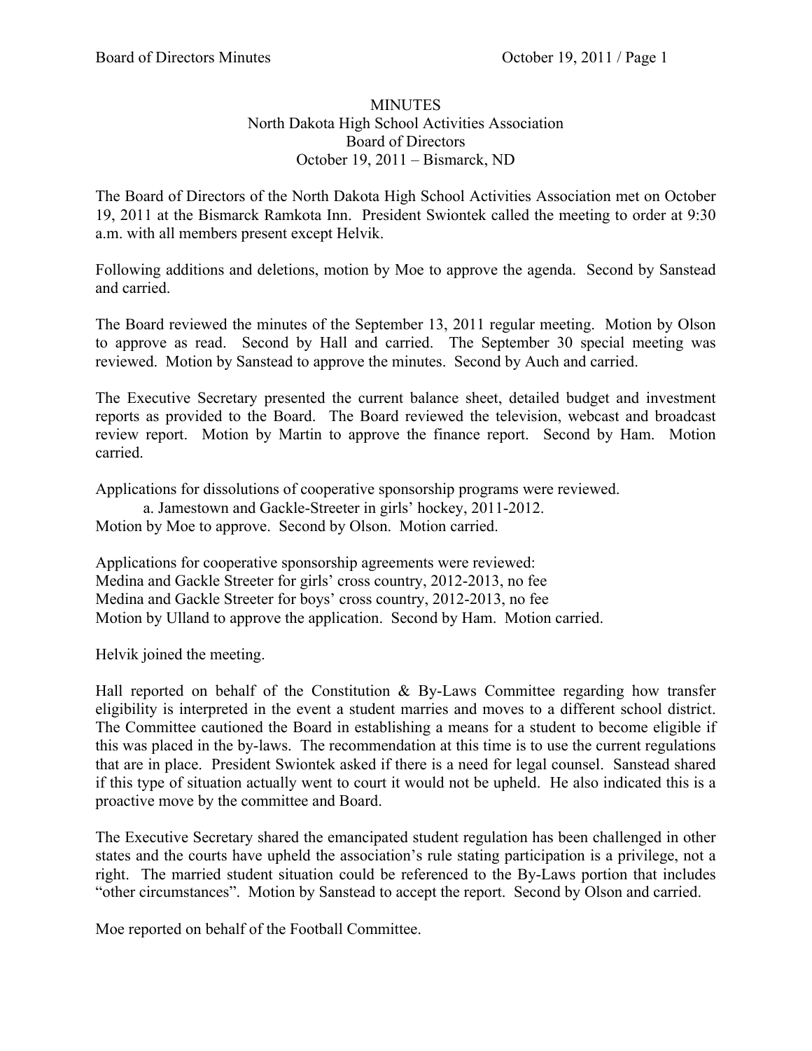# MINUTES

## North Dakota High School Activities Association
## Board of Directors
## October 19, 2011 – Bismarck, ND

The Board of Directors of the North Dakota High School Activities Association met on October 19, 2011 at the Bismarck Ramkota Inn. President Swiontek called the meeting to order at 9:30 a.m. with all members present except Helvik.

Following additions and deletions, motion by Moe to approve the agenda. Second by Sanstead and carried.

The Board reviewed the minutes of the September 13, 2011 regular meeting. Motion by Olson to approve as read. Second by Hall and carried. The September 30 special meeting was reviewed. Motion by Sanstead to approve the minutes. Second by Auch and carried.

The Executive Secretary presented the current balance sheet, detailed budget and investment reports as provided to the Board. The Board reviewed the television, webcast and broadcast review report. Motion by Martin to approve the finance report. Second by Ham. Motion carried.

Applications for dissolutions of cooperative sponsorship programs were reviewed.

a. Jamestown and Gackle-Streeter in girls' hockey, 2011-2012.

Motion by Moe to approve. Second by Olson. Motion carried.

Applications for cooperative sponsorship agreements were reviewed:

Medina and Gackle Streeter for girls' cross country, 2012-2013, no fee
Medina and Gackle Streeter for boys' cross country, 2012-2013, no fee
Motion by Ulland to approve the application. Second by Ham. Motion carried.

Helvik joined the meeting.

Hall reported on behalf of the Constitution & By-Laws Committee regarding how transfer eligibility is interpreted in the event a student marries and moves to a different school district. The Committee cautioned the Board in establishing a means for a student to become eligible if this was placed in the by-laws. The recommendation at this time is to use the current regulations that are in place. President Swiontek asked if there is a need for legal counsel. Sanstead shared if this type of situation actually went to court it would not be upheld. He also indicated this is a proactive move by the committee and Board.

The Executive Secretary shared the emancipated student regulation has been challenged in other states and the courts have upheld the association's rule stating participation is a privilege, not a right. The married student situation could be referenced to the By-Laws portion that includes "other circumstances". Motion by Sanstead to accept the report. Second by Olson and carried.

Moe reported on behalf of the Football Committee.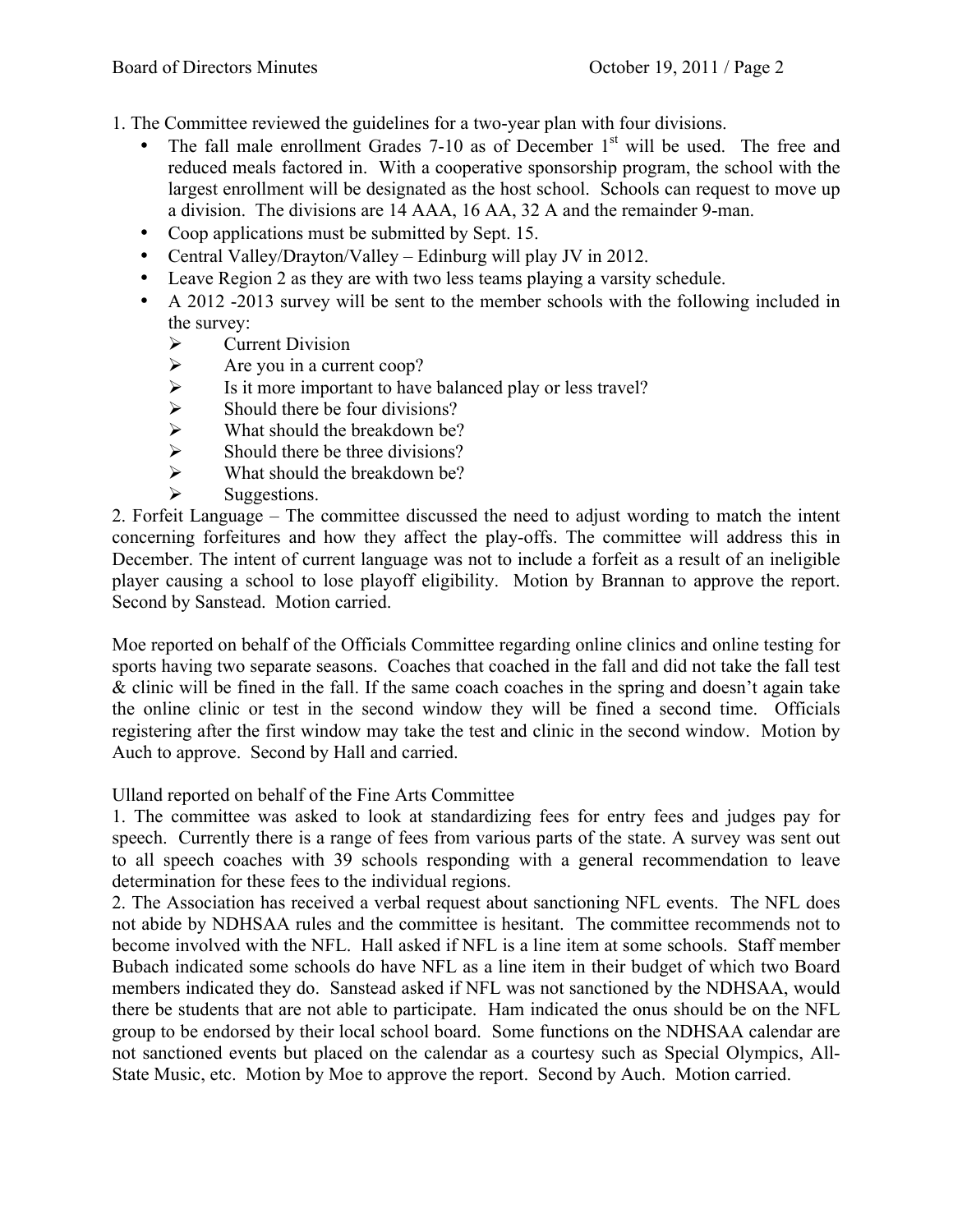1. The Committee reviewed the guidelines for a two-year plan with four divisions.
   - The fall male enrollment Grades 7-10 as of December 1st will be used. The free and reduced meals factored in. With a cooperative sponsorship program, the school with the largest enrollment will be designated as the host school. Schools can request to move up a division. The divisions are 14 AAA, 16 AA, 32 A and the remainder 9-man.
   - Coop applications must be submitted by Sept. 15.
   - Central Valley/Drayton/Valley – Edinburg will play JV in 2012.
   - Leave Region 2 as they are with two less teams playing a varsity schedule.
   - A 2012 -2013 survey will be sent to the member schools with the following included in the survey:
     - Current Division
     - Are you in a current coop?
     - Is it more important to have balanced play or less travel?
     - Should there be four divisions?
     - What should the breakdown be?
     - Should there be three divisions?
     - What should the breakdown be?
     - Suggestions.

2. Forfeit Language – The committee discussed the need to adjust wording to match the intent concerning forfeitures and how they affect the play-offs. The committee will address this in December. The intent of current language was not to include a forfeit as a result of an ineligible player causing a school to lose playoff eligibility. Motion by Brannan to approve the report. Second by Sanstead. Motion carried.

Moe reported on behalf of the Officials Committee regarding online clinics and online testing for sports having two separate seasons. Coaches that coached in the fall and did not take the fall test & clinic will be fined in the fall. If the same coach coaches in the spring and doesn't again take the online clinic or test in the second window they will be fined a second time. Officials registering after the first window may take the test and clinic in the second window. Motion by Auch to approve. Second by Hall and carried.

Ulland reported on behalf of the Fine Arts Committee

1. The committee was asked to look at standardizing fees for entry fees and judges pay for speech. Currently there is a range of fees from various parts of the state. A survey was sent out to all speech coaches with 39 schools responding with a general recommendation to leave determination for these fees to the individual regions.
2. The Association has received a verbal request about sanctioning NFL events. The NFL does not abide by NDHSAA rules and the committee is hesitant. The committee recommends not to become involved with the NFL. Hall asked if NFL is a line item at some schools. Staff member Bubach indicated some schools do have NFL as a line item in their budget of which two Board members indicated they do. Sanstead asked if NFL was not sanctioned by the NDHSAA, would there be students that are not able to participate. Ham indicated the onus should be on the NFL group to be endorsed by their local school board. Some functions on the NDHSAA calendar are not sanctioned events but placed on the calendar as a courtesy such as Special Olympics, All-State Music, etc. Motion by Moe to approve the report. Second by Auch. Motion carried.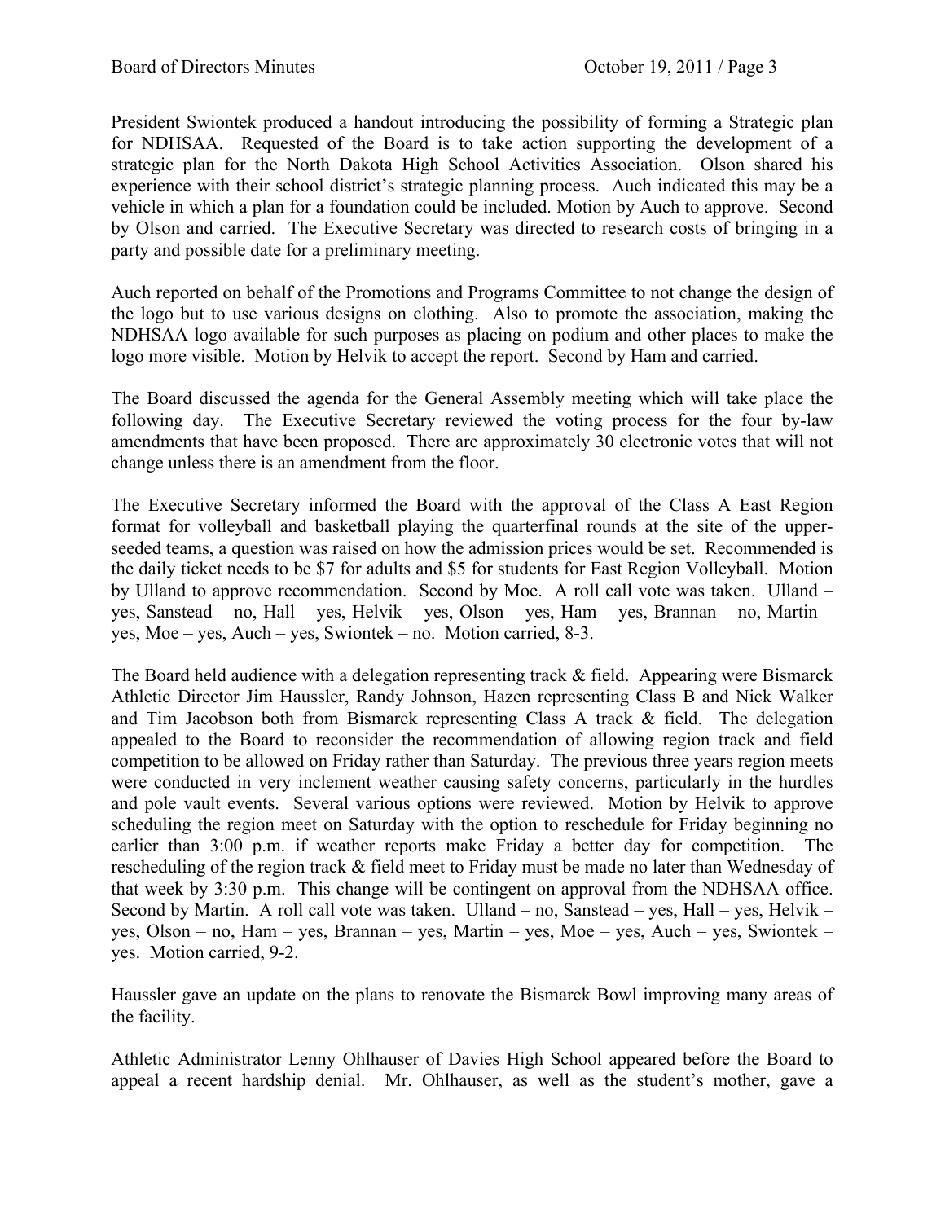President Swiontek produced a handout introducing the possibility of forming a Strategic plan for NDHSAA. Requested of the Board is to take action supporting the development of a strategic plan for the North Dakota High School Activities Association. Olson shared his experience with their school district's strategic planning process. Auch indicated this may be a vehicle in which a plan for a foundation could be included. Motion by Auch to approve. Second by Olson and carried. The Executive Secretary was directed to research costs of bringing in a party and possible date for a preliminary meeting.

Auch reported on behalf of the Promotions and Programs Committee to not change the design of the logo but to use various designs on clothing. Also to promote the association, making the NDHSAA logo available for such purposes as placing on podium and other places to make the logo more visible. Motion by Helvik to accept the report. Second by Ham and carried.

The Board discussed the agenda for the General Assembly meeting which will take place the following day. The Executive Secretary reviewed the voting process for the four by-law amendments that have been proposed. There are approximately 30 electronic votes that will not change unless there is an amendment from the floor.

The Executive Secretary informed the Board with the approval of the Class A East Region format for volleyball and basketball playing the quarterfinal rounds at the site of the upper-seeded teams, a question was raised on how the admission prices would be set. Recommended is the daily ticket needs to be $7 for adults and $5 for students for East Region Volleyball. Motion by Ulland to approve recommendation. Second by Moe. A roll call vote was taken. Ulland – yes, Sanstead – no, Hall – yes, Helvik – yes, Olson – yes, Ham – yes, Brannan – no, Martin – yes, Moe – yes, Auch – yes, Swiontek – no. Motion carried, 8-3.

The Board held audience with a delegation representing track & field. Appearing were Bismarck Athletic Director Jim Haussler, Randy Johnson, Hazen representing Class B and Nick Walker and Tim Jacobson both from Bismarck representing Class A track & field. The delegation appealed to the Board to reconsider the recommendation of allowing region track and field competition to be allowed on Friday rather than Saturday. The previous three years region meets were conducted in very inclement weather causing safety concerns, particularly in the hurdles and pole vault events. Several various options were reviewed. Motion by Helvik to approve scheduling the region meet on Saturday with the option to reschedule for Friday beginning no earlier than 3:00 p.m. if weather reports make Friday a better day for competition. The rescheduling of the region track & field meet to Friday must be made no later than Wednesday of that week by 3:30 p.m. This change will be contingent on approval from the NDHSAA office. Second by Martin. A roll call vote was taken. Ulland – no, Sanstead – yes, Hall – yes, Helvik – yes, Olson – no, Ham – yes, Brannan – yes, Martin – yes, Moe – yes, Auch – yes, Swiontek – yes. Motion carried, 9-2.

Haussler gave an update on the plans to renovate the Bismarck Bowl improving many areas of the facility.

Athletic Administrator Lenny Ohlhauser of Davies High School appeared before the Board to appeal a recent hardship denial. Mr. Ohlhauser, as well as the student's mother, gave a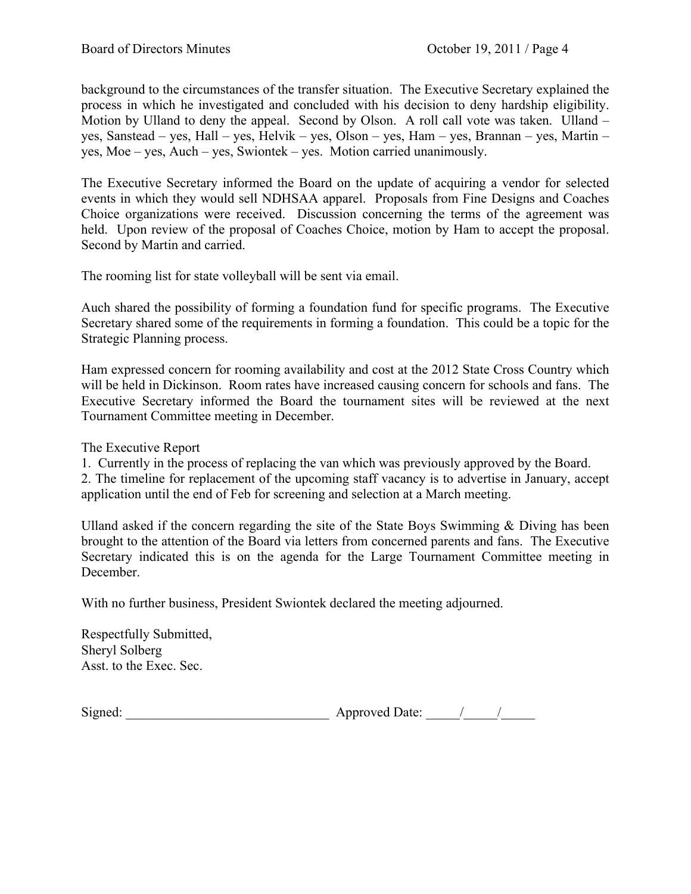background to the circumstances of the transfer situation. The Executive Secretary explained the process in which he investigated and concluded with his decision to deny hardship eligibility. Motion by Ulland to deny the appeal. Second by Olson. A roll call vote was taken. Ulland – yes, Sanstead – yes, Hall – yes, Helvik – yes, Olson – yes, Ham – yes, Brannan – yes, Martin – yes, Moe – yes, Auch – yes, Swiontek – yes. Motion carried unanimously.

The Executive Secretary informed the Board on the update of acquiring a vendor for selected events in which they would sell NDHSAA apparel. Proposals from Fine Designs and Coaches Choice organizations were received. Discussion concerning the terms of the agreement was held. Upon review of the proposal of Coaches Choice, motion by Ham to accept the proposal. Second by Martin and carried.

The rooming list for state volleyball will be sent via email.

Auch shared the possibility of forming a foundation fund for specific programs. The Executive Secretary shared some of the requirements in forming a foundation. This could be a topic for the Strategic Planning process.

Ham expressed concern for rooming availability and cost at the 2012 State Cross Country which will be held in Dickinson. Room rates have increased causing concern for schools and fans. The Executive Secretary informed the Board the tournament sites will be reviewed at the next Tournament Committee meeting in December.

The Executive Report
1. Currently in the process of replacing the van which was previously approved by the Board.
2. The timeline for replacement of the upcoming staff vacancy is to advertise in January, accept application until the end of Feb for screening and selection at a March meeting.

Ulland asked if the concern regarding the site of the State Boys Swimming & Diving has been brought to the attention of the Board via letters from concerned parents and fans. The Executive Secretary indicated this is on the agenda for the Large Tournament Committee meeting in December.

With no further business, President Swiontek declared the meeting adjourned.

Respectfully Submitted,
Sheryl Solberg
Asst. to the Exec. Sec.

Signed: ______________________________ Approved Date: _____/_____/_____